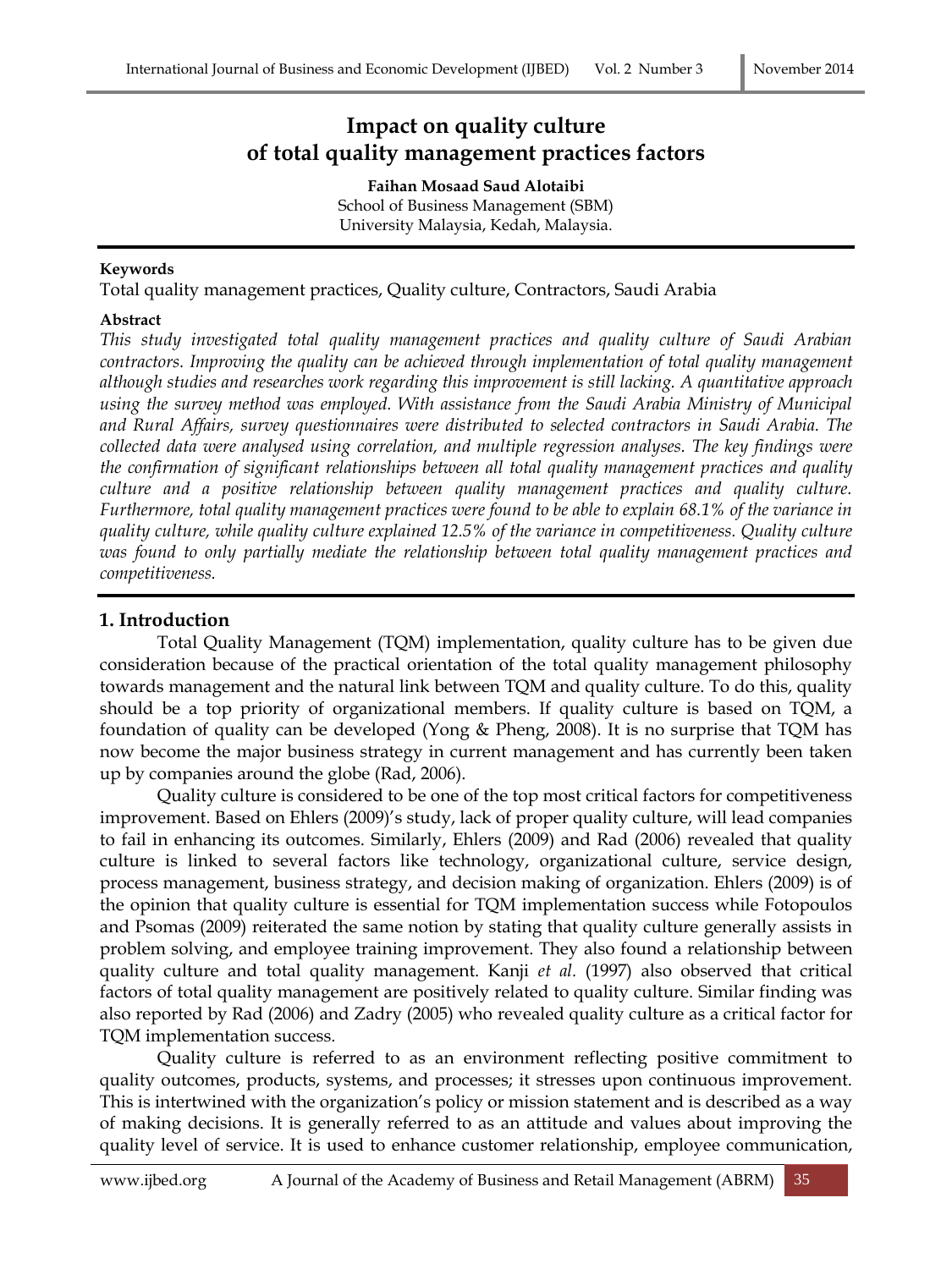# Impact on quality culture of total quality management practices factors

**Faihan Mosaad Saud Alotaibi**
School of Business Management (SBM)
University Malaysia, Kedah, Malaysia.

**Keywords**

Total quality management practices, Quality culture, Contractors, Saudi Arabia

**Abstract**

*This study investigated total quality management practices and quality culture of Saudi Arabian contractors. Improving the quality can be achieved through implementation of total quality management although studies and researches work regarding this improvement is still lacking. A quantitative approach using the survey method was employed. With assistance from the Saudi Arabia Ministry of Municipal and Rural Affairs, survey questionnaires were distributed to selected contractors in Saudi Arabia. The collected data were analysed using correlation, and multiple regression analyses. The key findings were the confirmation of significant relationships between all total quality management practices and quality culture and a positive relationship between quality management practices and quality culture. Furthermore, total quality management practices were found to be able to explain 68.1% of the variance in quality culture, while quality culture explained 12.5% of the variance in competitiveness. Quality culture was found to only partially mediate the relationship between total quality management practices and competitiveness.*

## 1. Introduction

Total Quality Management (TQM) implementation, quality culture has to be given due consideration because of the practical orientation of the total quality management philosophy towards management and the natural link between TQM and quality culture. To do this, quality should be a top priority of organizational members. If quality culture is based on TQM, a foundation of quality can be developed (Yong & Pheng, 2008). It is no surprise that TQM has now become the major business strategy in current management and has currently been taken up by companies around the globe (Rad, 2006).

Quality culture is considered to be one of the top most critical factors for competitiveness improvement. Based on Ehlers (2009)'s study, lack of proper quality culture, will lead companies to fail in enhancing its outcomes. Similarly, Ehlers (2009) and Rad (2006) revealed that quality culture is linked to several factors like technology, organizational culture, service design, process management, business strategy, and decision making of organization. Ehlers (2009) is of the opinion that quality culture is essential for TQM implementation success while Fotopoulos and Psomas (2009) reiterated the same notion by stating that quality culture generally assists in problem solving, and employee training improvement. They also found a relationship between quality culture and total quality management. Kanji *et al.* (1997) also observed that critical factors of total quality management are positively related to quality culture. Similar finding was also reported by Rad (2006) and Zadry (2005) who revealed quality culture as a critical factor for TQM implementation success.

Quality culture is referred to as an environment reflecting positive commitment to quality outcomes, products, systems, and processes; it stresses upon continuous improvement. This is intertwined with the organization's policy or mission statement and is described as a way of making decisions. It is generally referred to as an attitude and values about improving the quality level of service. It is used to enhance customer relationship, employee communication,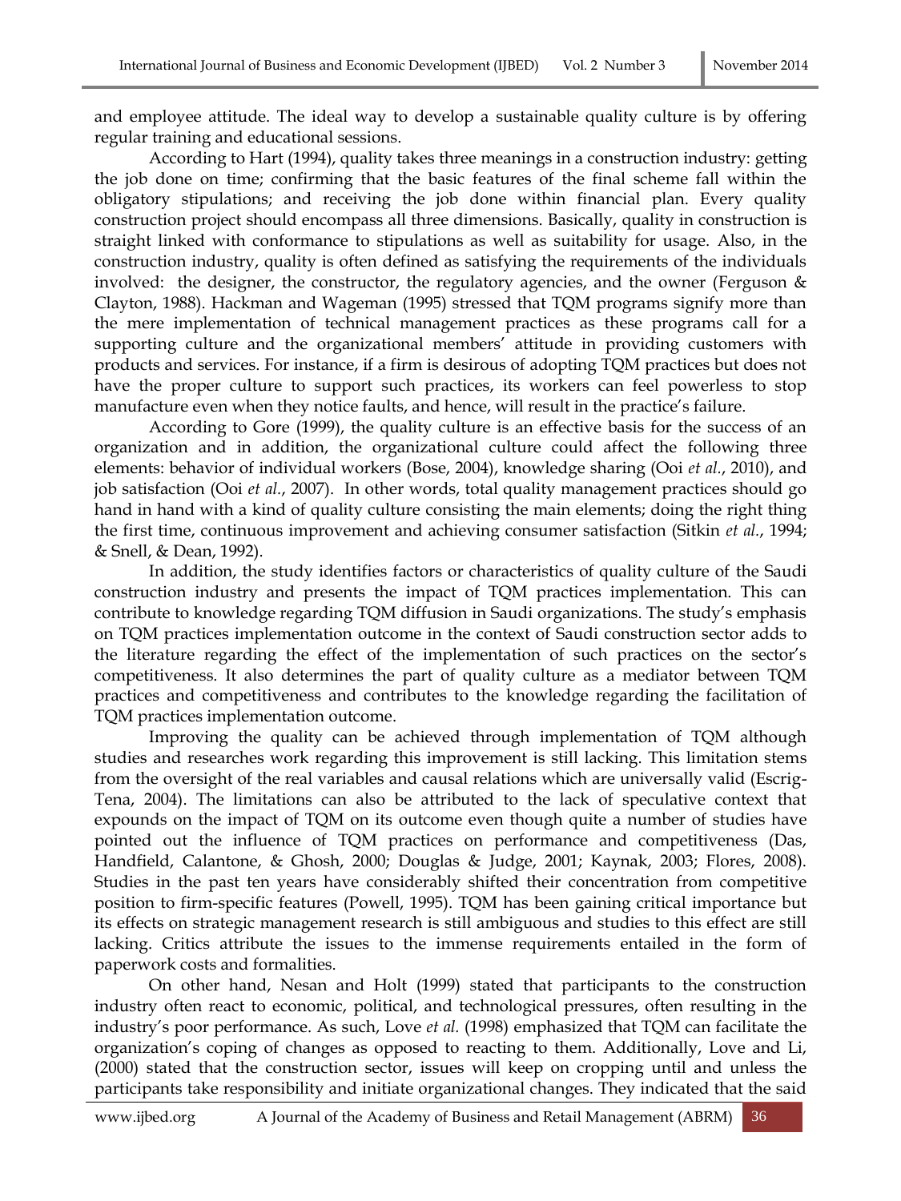and employee attitude. The ideal way to develop a sustainable quality culture is by offering regular training and educational sessions.

According to Hart (1994), quality takes three meanings in a construction industry: getting the job done on time; confirming that the basic features of the final scheme fall within the obligatory stipulations; and receiving the job done within financial plan. Every quality construction project should encompass all three dimensions. Basically, quality in construction is straight linked with conformance to stipulations as well as suitability for usage. Also, in the construction industry, quality is often defined as satisfying the requirements of the individuals involved: the designer, the constructor, the regulatory agencies, and the owner (Ferguson & Clayton, 1988). Hackman and Wageman (1995) stressed that TQM programs signify more than the mere implementation of technical management practices as these programs call for a supporting culture and the organizational members' attitude in providing customers with products and services. For instance, if a firm is desirous of adopting TQM practices but does not have the proper culture to support such practices, its workers can feel powerless to stop manufacture even when they notice faults, and hence, will result in the practice's failure.

According to Gore (1999), the quality culture is an effective basis for the success of an organization and in addition, the organizational culture could affect the following three elements: behavior of individual workers (Bose, 2004), knowledge sharing (Ooi *et al.*, 2010), and job satisfaction (Ooi *et al.*, 2007). In other words, total quality management practices should go hand in hand with a kind of quality culture consisting the main elements; doing the right thing the first time, continuous improvement and achieving consumer satisfaction (Sitkin *et al.*, 1994; & Snell, & Dean, 1992).

In addition, the study identifies factors or characteristics of quality culture of the Saudi construction industry and presents the impact of TQM practices implementation. This can contribute to knowledge regarding TQM diffusion in Saudi organizations. The study's emphasis on TQM practices implementation outcome in the context of Saudi construction sector adds to the literature regarding the effect of the implementation of such practices on the sector's competitiveness. It also determines the part of quality culture as a mediator between TQM practices and competitiveness and contributes to the knowledge regarding the facilitation of TQM practices implementation outcome.

Improving the quality can be achieved through implementation of TQM although studies and researches work regarding this improvement is still lacking. This limitation stems from the oversight of the real variables and causal relations which are universally valid (Escrig-Tena, 2004). The limitations can also be attributed to the lack of speculative context that expounds on the impact of TQM on its outcome even though quite a number of studies have pointed out the influence of TQM practices on performance and competitiveness (Das, Handfield, Calantone, & Ghosh, 2000; Douglas & Judge, 2001; Kaynak, 2003; Flores, 2008). Studies in the past ten years have considerably shifted their concentration from competitive position to firm-specific features (Powell, 1995). TQM has been gaining critical importance but its effects on strategic management research is still ambiguous and studies to this effect are still lacking. Critics attribute the issues to the immense requirements entailed in the form of paperwork costs and formalities.

On other hand, Nesan and Holt (1999) stated that participants to the construction industry often react to economic, political, and technological pressures, often resulting in the industry's poor performance. As such, Love *et al.* (1998) emphasized that TQM can facilitate the organization's coping of changes as opposed to reacting to them. Additionally, Love and Li, (2000) stated that the construction sector, issues will keep on cropping until and unless the participants take responsibility and initiate organizational changes. They indicated that the said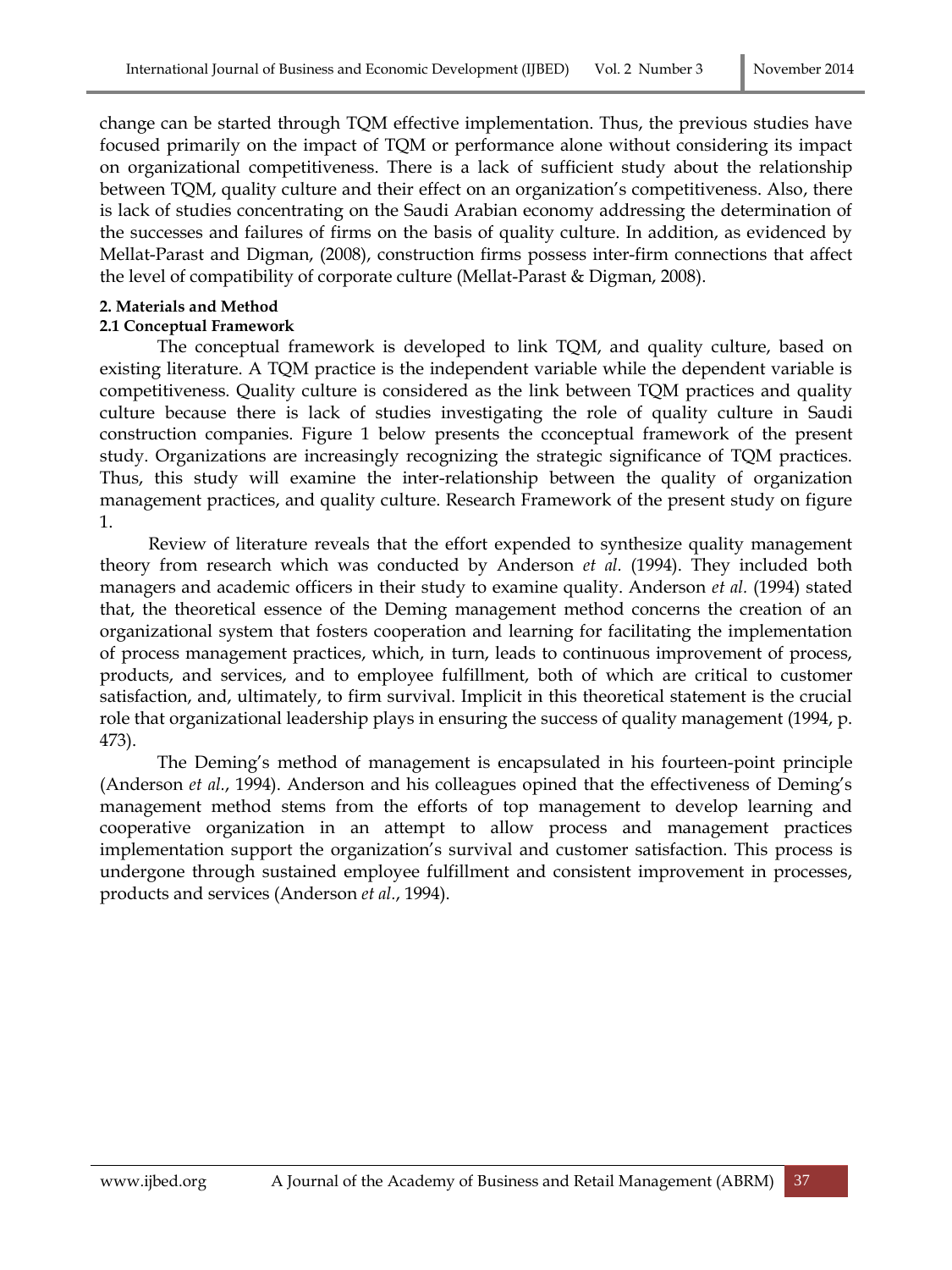change can be started through TQM effective implementation. Thus, the previous studies have focused primarily on the impact of TQM or performance alone without considering its impact on organizational competitiveness. There is a lack of sufficient study about the relationship between TQM, quality culture and their effect on an organization's competitiveness. Also, there is lack of studies concentrating on the Saudi Arabian economy addressing the determination of the successes and failures of firms on the basis of quality culture. In addition, as evidenced by Mellat-Parast and Digman, (2008), construction firms possess inter-firm connections that affect the level of compatibility of corporate culture (Mellat-Parast & Digman, 2008).

## 2. Materials and Method

### 2.1 Conceptual Framework

The conceptual framework is developed to link TQM, and quality culture, based on existing literature. A TQM practice is the independent variable while the dependent variable is competitiveness. Quality culture is considered as the link between TQM practices and quality culture because there is lack of studies investigating the role of quality culture in Saudi construction companies. Figure 1 below presents the cconceptual framework of the present study. Organizations are increasingly recognizing the strategic significance of TQM practices. Thus, this study will examine the inter-relationship between the quality of organization management practices, and quality culture. Research Framework of the present study on figure 1.

Review of literature reveals that the effort expended to synthesize quality management theory from research which was conducted by Anderson *et al.* (1994). They included both managers and academic officers in their study to examine quality. Anderson *et al.* (1994) stated that, the theoretical essence of the Deming management method concerns the creation of an organizational system that fosters cooperation and learning for facilitating the implementation of process management practices, which, in turn, leads to continuous improvement of process, products, and services, and to employee fulfillment, both of which are critical to customer satisfaction, and, ultimately, to firm survival. Implicit in this theoretical statement is the crucial role that organizational leadership plays in ensuring the success of quality management (1994, p. 473).

The Deming's method of management is encapsulated in his fourteen-point principle (Anderson *et al.*, 1994). Anderson and his colleagues opined that the effectiveness of Deming's management method stems from the efforts of top management to develop learning and cooperative organization in an attempt to allow process and management practices implementation support the organization's survival and customer satisfaction. This process is undergone through sustained employee fulfillment and consistent improvement in processes, products and services (Anderson *et al*., 1994).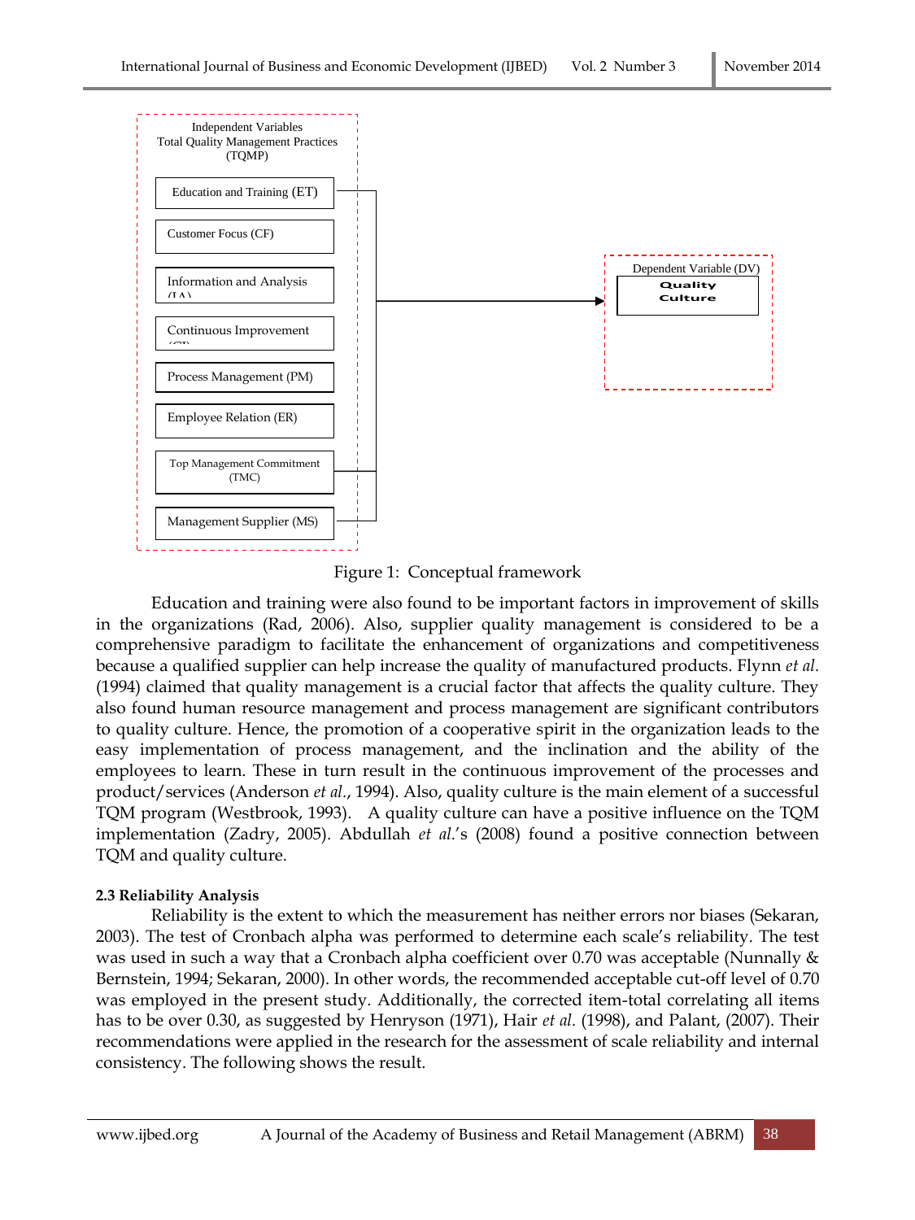Independent Variables
Total Quality Management Practices
(TQMP)

- Education and Training (ET)
- Customer Focus (CF)
- Information and Analysis (IA)
- Continuous Improvement (CI)
- Process Management (PM)
- Employee Relation (ER)
- Top Management Commitment (TMC)
- Management Supplier (MS)

Dependent Variable (DV)
Quality Culture

Figure 1: Conceptual framework

Education and training were also found to be important factors in improvement of skills in the organizations (Rad, 2006). Also, supplier quality management is considered to be a comprehensive paradigm to facilitate the enhancement of organizations and competitiveness because a qualified supplier can help increase the quality of manufactured products. Flynn *et al.* (1994) claimed that quality management is a crucial factor that affects the quality culture. They also found human resource management and process management are significant contributors to quality culture. Hence, the promotion of a cooperative spirit in the organization leads to the easy implementation of process management, and the inclination and the ability of the employees to learn. These in turn result in the continuous improvement of the processes and product/services (Anderson *et al.*, 1994). Also, quality culture is the main element of a successful TQM program (Westbrook, 1993). A quality culture can have a positive influence on the TQM implementation (Zadry, 2005). Abdullah *et al.*'s (2008) found a positive connection between TQM and quality culture.

### 2.3 Reliability Analysis

Reliability is the extent to which the measurement has neither errors nor biases (Sekaran, 2003). The test of Cronbach alpha was performed to determine each scale's reliability. The test was used in such a way that a Cronbach alpha coefficient over 0.70 was acceptable (Nunnally & Bernstein, 1994; Sekaran, 2000). In other words, the recommended acceptable cut-off level of 0.70 was employed in the present study. Additionally, the corrected item-total correlating all items has to be over 0.30, as suggested by Henryson (1971), Hair *et al.* (1998), and Palant, (2007). Their recommendations were applied in the research for the assessment of scale reliability and internal consistency. The following shows the result.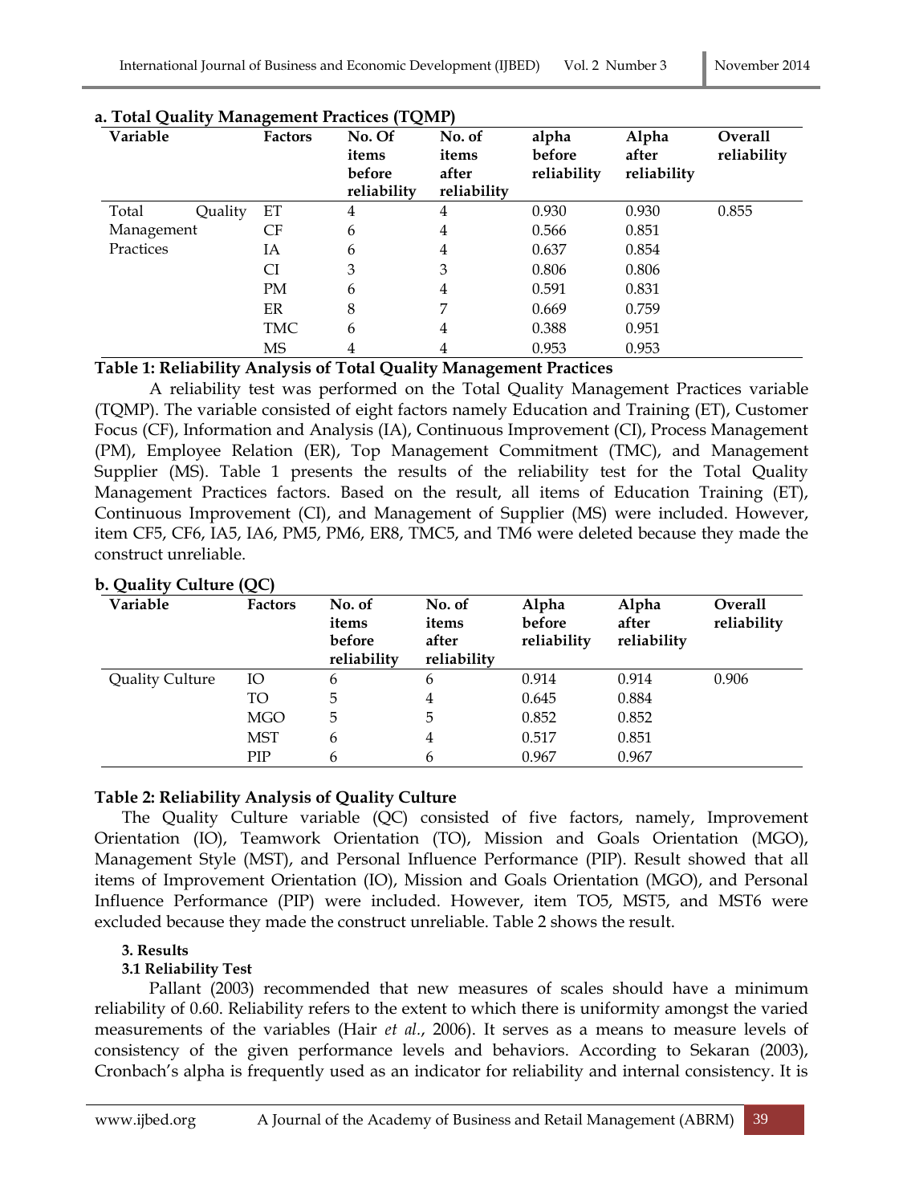**a. Total Quality Management Practices (TQMP)**

| Variable | Factors | No. Of items before reliability | No. of items after reliability | alpha before reliability | Alpha after reliability | Overall reliability |
|---|---|---|---|---|---|---|
| Total Quality Management Practices | ET | 4 | 4 | 0.930 | 0.930 | 0.855 |
| | CF | 6 | 4 | 0.566 | 0.851 | |
| | IA | 6 | 4 | 0.637 | 0.854 | |
| | CI | 3 | 3 | 0.806 | 0.806 | |
| | PM | 6 | 4 | 0.591 | 0.831 | |
| | ER | 8 | 7 | 0.669 | 0.759 | |
| | TMC | 6 | 4 | 0.388 | 0.951 | |
| | MS | 4 | 4 | 0.953 | 0.953 | |

**Table 1: Reliability Analysis of Total Quality Management Practices**

A reliability test was performed on the Total Quality Management Practices variable (TQMP). The variable consisted of eight factors namely Education and Training (ET), Customer Focus (CF), Information and Analysis (IA), Continuous Improvement (CI), Process Management (PM), Employee Relation (ER), Top Management Commitment (TMC), and Management Supplier (MS). Table 1 presents the results of the reliability test for the Total Quality Management Practices factors. Based on the result, all items of Education Training (ET), Continuous Improvement (CI), and Management of Supplier (MS) were included. However, item CF5, CF6, IA5, IA6, PM5, PM6, ER8, TMC5, and TM6 were deleted because they made the construct unreliable.

**b. Quality Culture (QC)**

| Variable | Factors | No. of items before reliability | No. of items after reliability | Alpha before reliability | Alpha after reliability | Overall reliability |
|---|---|---|---|---|---|---|
| Quality Culture | IO | 6 | 6 | 0.914 | 0.914 | 0.906 |
| | TO | 5 | 4 | 0.645 | 0.884 | |
| | MGO | 5 | 5 | 0.852 | 0.852 | |
| | MST | 6 | 4 | 0.517 | 0.851 | |
| | PIP | 6 | 6 | 0.967 | 0.967 | |

**Table 2: Reliability Analysis of Quality Culture**

The Quality Culture variable (QC) consisted of five factors, namely, Improvement Orientation (IO), Teamwork Orientation (TO), Mission and Goals Orientation (MGO), Management Style (MST), and Personal Influence Performance (PIP). Result showed that all items of Improvement Orientation (IO), Mission and Goals Orientation (MGO), and Personal Influence Performance (PIP) were included. However, item TO5, MST5, and MST6 were excluded because they made the construct unreliable. Table 2 shows the result.

## 3. Results

### 3.1 Reliability Test

Pallant (2003) recommended that new measures of scales should have a minimum reliability of 0.60. Reliability refers to the extent to which there is uniformity amongst the varied measurements of the variables (Hair *et al*., 2006). It serves as a means to measure levels of consistency of the given performance levels and behaviors. According to Sekaran (2003), Cronbach's alpha is frequently used as an indicator for reliability and internal consistency. It is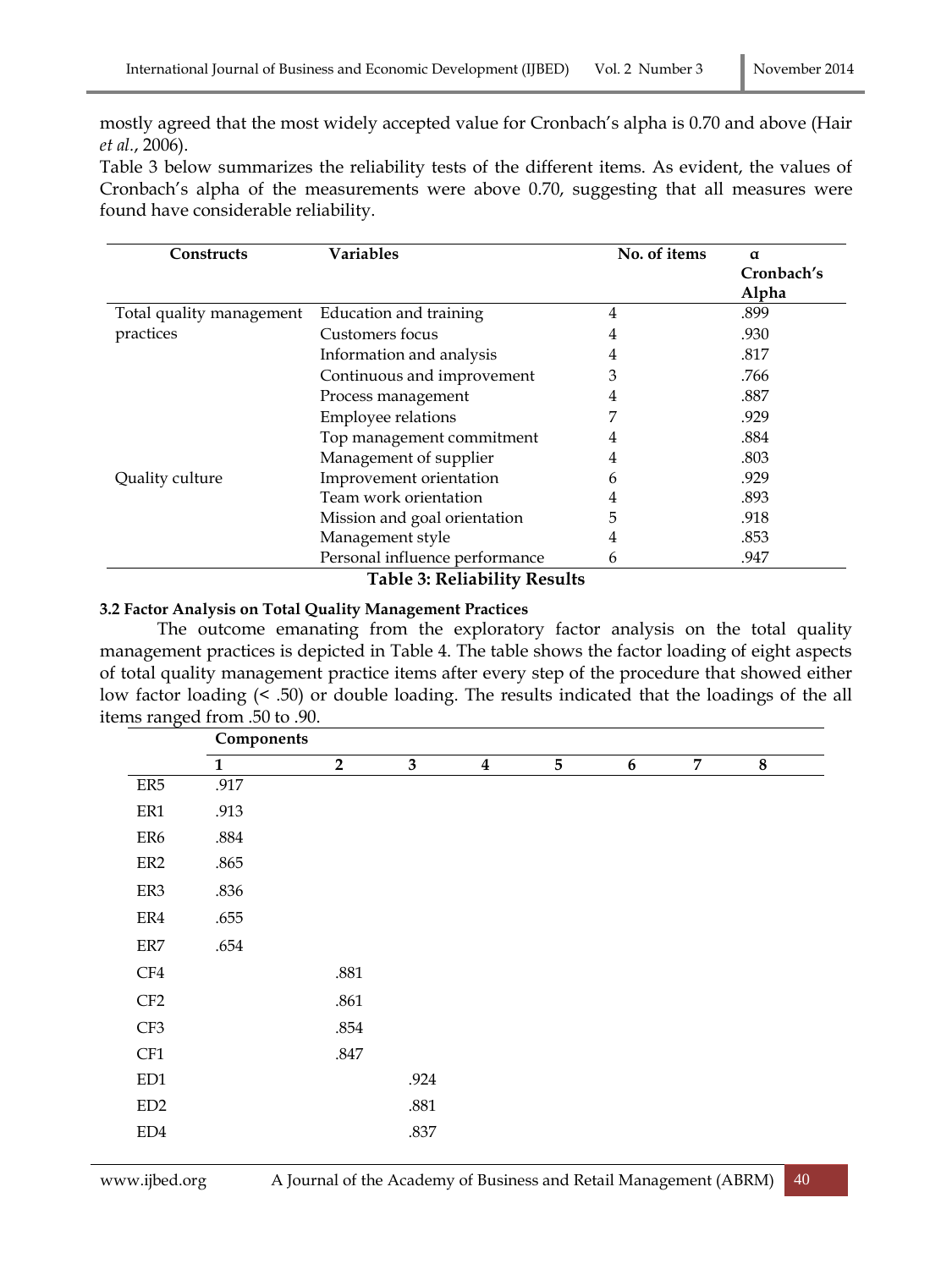mostly agreed that the most widely accepted value for Cronbach's alpha is 0.70 and above (Hair *et al.*, 2006).

Table 3 below summarizes the reliability tests of the different items. As evident, the values of Cronbach's alpha of the measurements were above 0.70, suggesting that all measures were found have considerable reliability.

| Constructs | Variables | No. of items | α Cronbach's Alpha |
|---|---|---|---|
| Total quality management practices | Education and training | 4 | .899 |
| | Customers focus | 4 | .930 |
| | Information and analysis | 4 | .817 |
| | Continuous and improvement | 3 | .766 |
| | Process management | 4 | .887 |
| | Employee relations | 7 | .929 |
| | Top management commitment | 4 | .884 |
| | Management of supplier | 4 | .803 |
| Quality culture | Improvement orientation | 6 | .929 |
| | Team work orientation | 4 | .893 |
| | Mission and goal orientation | 5 | .918 |
| | Management style | 4 | .853 |
| | Personal influence performance | 6 | .947 |

**Table 3: Reliability Results**

### 3.2 Factor Analysis on Total Quality Management Practices

The outcome emanating from the exploratory factor analysis on the total quality management practices is depicted in Table 4. The table shows the factor loading of eight aspects of total quality management practice items after every step of the procedure that showed either low factor loading (< .50) or double loading. The results indicated that the loadings of the all items ranged from .50 to .90.

| | Components | | | | | | | |
|---|---|---|---|---|---|---|---|---|
| | 1 | 2 | 3 | 4 | 5 | 6 | 7 | 8 |
| ER5 | .917 | | | | | | | |
| ER1 | .913 | | | | | | | |
| ER6 | .884 | | | | | | | |
| ER2 | .865 | | | | | | | |
| ER3 | .836 | | | | | | | |
| ER4 | .655 | | | | | | | |
| ER7 | .654 | | | | | | | |
| CF4 | | .881 | | | | | | |
| CF2 | | .861 | | | | | | |
| CF3 | | .854 | | | | | | |
| CF1 | | .847 | | | | | | |
| ED1 | | | .924 | | | | | |
| ED2 | | | .881 | | | | | |
| ED4 | | | .837 | | | | | |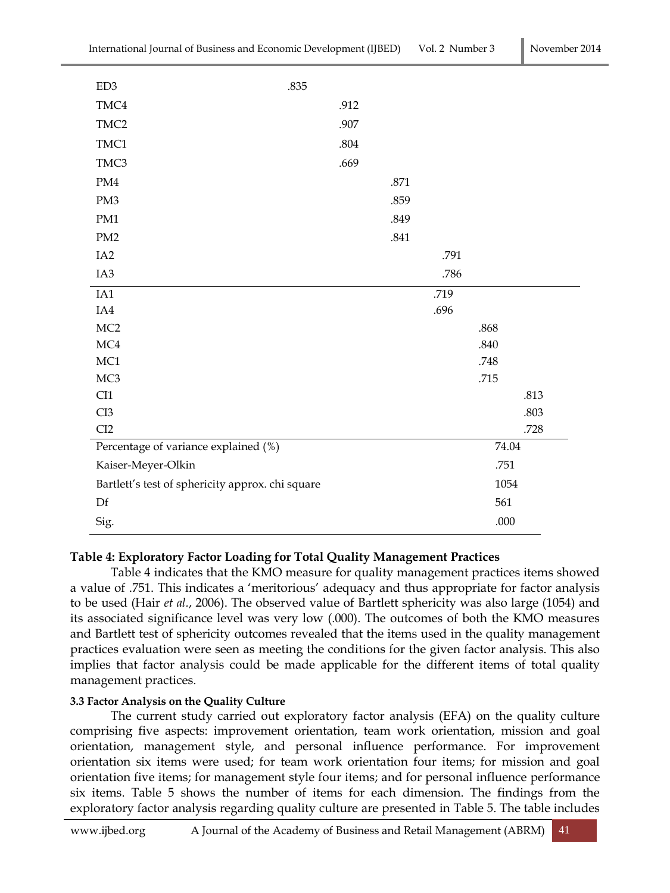| | | | | | | |
|---|---|---|---|---|---|---|
| ED3 | .835 | | | | | |
| TMC4 | | .912 | | | | |
| TMC2 | | .907 | | | | |
| TMC1 | | .804 | | | | |
| TMC3 | | .669 | | | | |
| PM4 | | | .871 | | | |
| PM3 | | | .859 | | | |
| PM1 | | | .849 | | | |
| PM2 | | | .841 | | | |
| IA2 | | | | .791 | | |
| IA3 | | | | .786 | | |
| IA1 | | | | .719 | | |
| IA4 | | | | .696 | | |
| MC2 | | | | | .868 | |
| MC4 | | | | | .840 | |
| MC1 | | | | | .748 | |
| MC3 | | | | | .715 | |
| CI1 | | | | | | .813 |
| CI3 | | | | | | .803 |
| CI2 | | | | | | .728 |
| Percentage of variance explained (%) | | | | | 74.04 | |
| Kaiser-Meyer-Olkin | | | | | .751 | |
| Bartlett's test of sphericity approx. chi square | | | | | 1054 | |
| Df | | | | | 561 | |
| Sig. | | | | | .000 | |

**Table 4: Exploratory Factor Loading for Total Quality Management Practices**

Table 4 indicates that the KMO measure for quality management practices items showed a value of .751. This indicates a 'meritorious' adequacy and thus appropriate for factor analysis to be used (Hair *et al.*, 2006). The observed value of Bartlett sphericity was also large (1054) and its associated significance level was very low (.000). The outcomes of both the KMO measures and Bartlett test of sphericity outcomes revealed that the items used in the quality management practices evaluation were seen as meeting the conditions for the given factor analysis. This also implies that factor analysis could be made applicable for the different items of total quality management practices.

#### 3.3 Factor Analysis on the Quality Culture

The current study carried out exploratory factor analysis (EFA) on the quality culture comprising five aspects: improvement orientation, team work orientation, mission and goal orientation, management style, and personal influence performance. For improvement orientation six items were used; for team work orientation four items; for mission and goal orientation five items; for management style four items; and for personal influence performance six items. Table 5 shows the number of items for each dimension. The findings from the exploratory factor analysis regarding quality culture are presented in Table 5. The table includes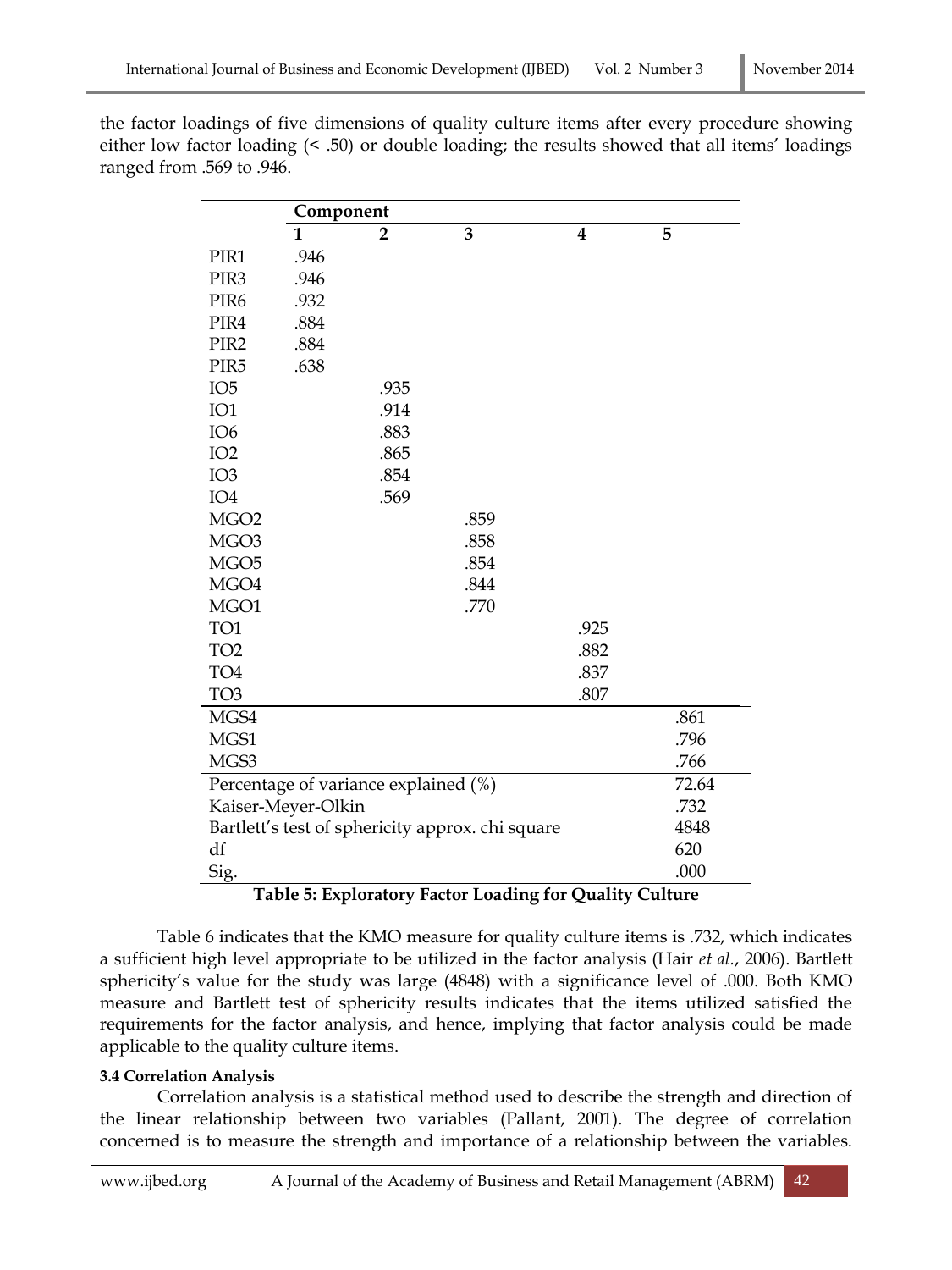the factor loadings of five dimensions of quality culture items after every procedure showing either low factor loading (< .50) or double loading; the results showed that all items' loadings ranged from .569 to .946.

| | Component | | | | |
|---|---|---|---|---|---|
| | **1** | **2** | **3** | **4** | **5** |
| PIR1 | .946 | | | | |
| PIR3 | .946 | | | | |
| PIR6 | .932 | | | | |
| PIR4 | .884 | | | | |
| PIR2 | .884 | | | | |
| PIR5 | .638 | | | | |
| IO5 | | .935 | | | |
| IO1 | | .914 | | | |
| IO6 | | .883 | | | |
| IO2 | | .865 | | | |
| IO3 | | .854 | | | |
| IO4 | | .569 | | | |
| MGO2 | | | .859 | | |
| MGO3 | | | .858 | | |
| MGO5 | | | .854 | | |
| MGO4 | | | .844 | | |
| MGO1 | | | .770 | | |
| TO1 | | | | .925 | |
| TO2 | | | | .882 | |
| TO4 | | | | .837 | |
| TO3 | | | | .807 | |
| MGS4 | | | | | .861 |
| MGS1 | | | | | .796 |
| MGS3 | | | | | .766 |
| Percentage of variance explained (%) | | | | | 72.64 |
| Kaiser-Meyer-Olkin | | | | | .732 |
| Bartlett's test of sphericity approx. chi square | | | | | 4848 |
| df | | | | | 620 |
| Sig. | | | | | .000 |

**Table 5: Exploratory Factor Loading for Quality Culture**

Table 6 indicates that the KMO measure for quality culture items is .732, which indicates a sufficient high level appropriate to be utilized in the factor analysis (Hair *et al*., 2006). Bartlett sphericity's value for the study was large (4848) with a significance level of .000. Both KMO measure and Bartlett test of sphericity results indicates that the items utilized satisfied the requirements for the factor analysis, and hence, implying that factor analysis could be made applicable to the quality culture items.

#### 3.4 Correlation Analysis

Correlation analysis is a statistical method used to describe the strength and direction of the linear relationship between two variables (Pallant, 2001). The degree of correlation concerned is to measure the strength and importance of a relationship between the variables.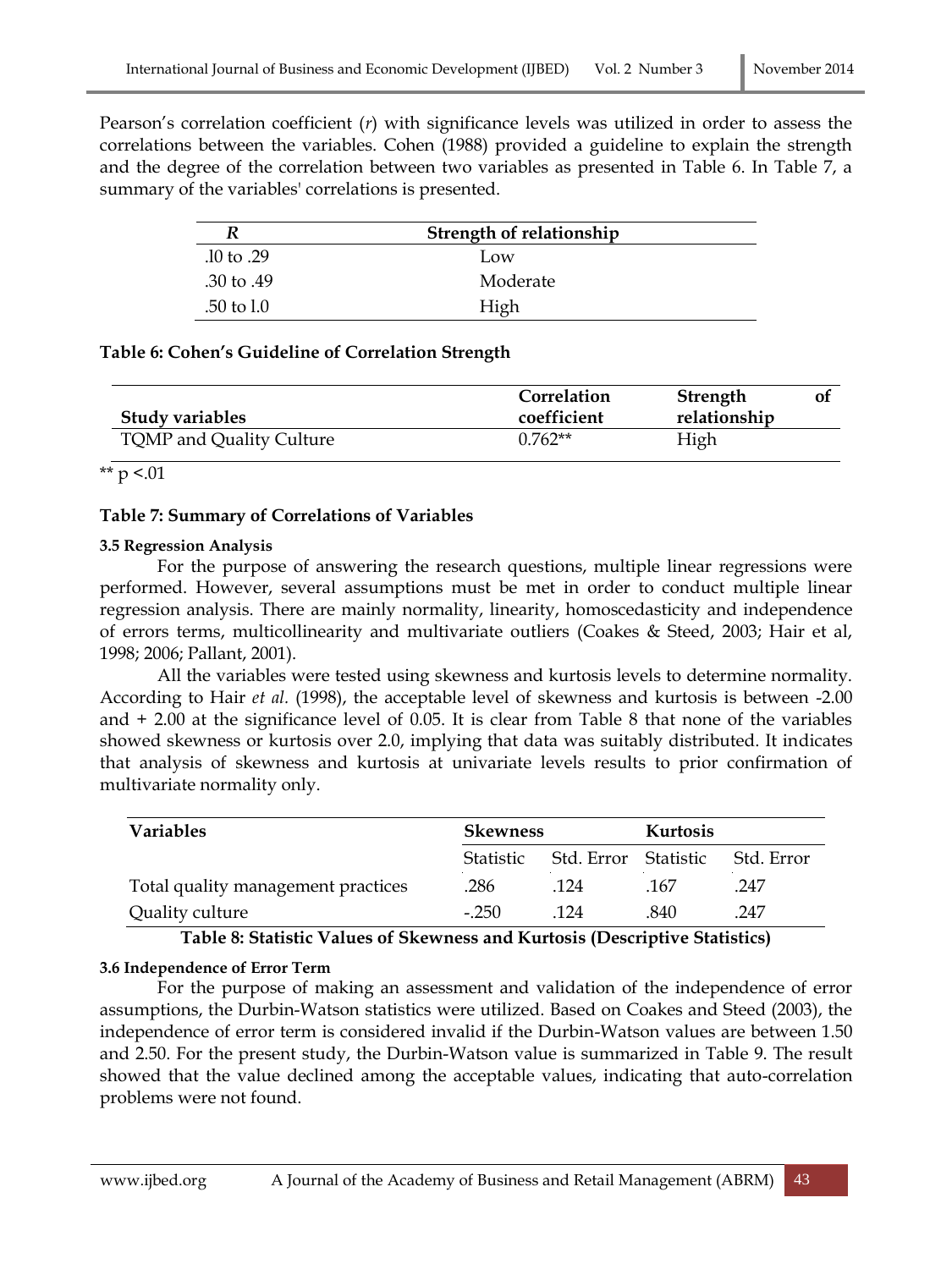Pearson's correlation coefficient (*r*) with significance levels was utilized in order to assess the correlations between the variables. Cohen (1988) provided a guideline to explain the strength and the degree of the correlation between two variables as presented in Table 6. In Table 7, a summary of the variables' correlations is presented.

| *R* | Strength of relationship |
|---|---|
| .l0 to .29 | Low |
| .30 to .49 | Moderate |
| .50 to l.0 | High |

**Table 6: Cohen's Guideline of Correlation Strength**

| Study variables | Correlation coefficient | Strength of relationship |
|---|---|---|
| TQMP and Quality Culture | 0.762** | High |

** p <.01

**Table 7: Summary of Correlations of Variables**

#### 3.5 Regression Analysis

For the purpose of answering the research questions, multiple linear regressions were performed. However, several assumptions must be met in order to conduct multiple linear regression analysis. There are mainly normality, linearity, homoscedasticity and independence of errors terms, multicollinearity and multivariate outliers (Coakes & Steed, 2003; Hair et al, 1998; 2006; Pallant, 2001).

All the variables were tested using skewness and kurtosis levels to determine normality. According to Hair *et al.* (1998), the acceptable level of skewness and kurtosis is between -2.00 and + 2.00 at the significance level of 0.05. It is clear from Table 8 that none of the variables showed skewness or kurtosis over 2.0, implying that data was suitably distributed. It indicates that analysis of skewness and kurtosis at univariate levels results to prior confirmation of multivariate normality only.

| Variables | Skewness | | Kurtosis | |
|---|---|---|---|---|
| | Statistic | Std. Error | Statistic | Std. Error |
| Total quality management practices | .286 | .124 | .167 | .247 |
| Quality culture | -.250 | .124 | .840 | .247 |

**Table 8: Statistic Values of Skewness and Kurtosis (Descriptive Statistics)**

#### 3.6 Independence of Error Term

For the purpose of making an assessment and validation of the independence of error assumptions, the Durbin-Watson statistics were utilized. Based on Coakes and Steed (2003), the independence of error term is considered invalid if the Durbin-Watson values are between 1.50 and 2.50. For the present study, the Durbin-Watson value is summarized in Table 9. The result showed that the value declined among the acceptable values, indicating that auto-correlation problems were not found.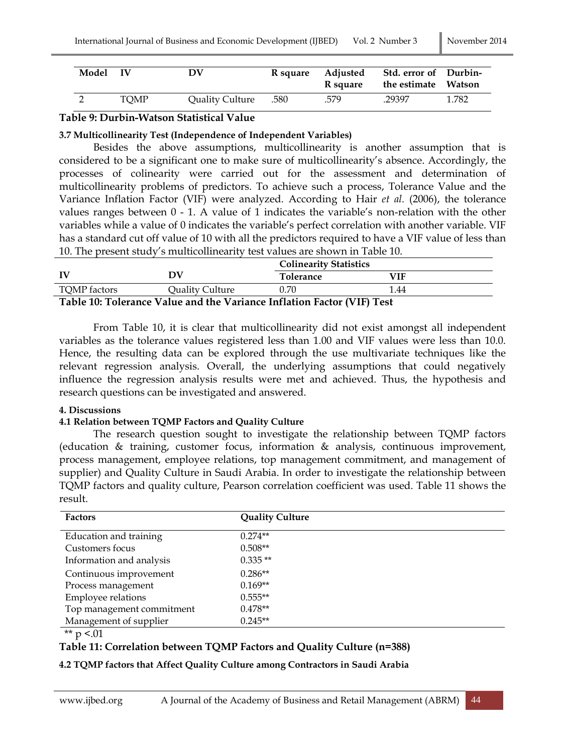| Model | IV | DV | R square | Adjusted R square | Std. error of the estimate | Durbin-Watson |
|---|---|---|---|---|---|---|
| 2 | TQMP | Quality Culture | .580 | .579 | .29397 | 1.782 |

**Table 9: Durbin-Watson Statistical Value**

#### 3.7 Multicollinearity Test (Independence of Independent Variables)

Besides the above assumptions, multicollinearity is another assumption that is considered to be a significant one to make sure of multicollinearity's absence. Accordingly, the processes of colinearity were carried out for the assessment and determination of multicollinearity problems of predictors. To achieve such a process, Tolerance Value and the Variance Inflation Factor (VIF) were analyzed. According to Hair *et al.* (2006), the tolerance values ranges between 0 - 1. A value of 1 indicates the variable's non-relation with the other variables while a value of 0 indicates the variable's perfect correlation with another variable. VIF has a standard cut off value of 10 with all the predictors required to have a VIF value of less than 10. The present study's multicollinearity test values are shown in Table 10.

| IV | DV | Colinearity Statistics | |
|---|---|---|---|
| | | Tolerance | VIF |
| TQMP factors | Quality Culture | 0.70 | 1.44 |

**Table 10: Tolerance Value and the Variance Inflation Factor (VIF) Test**

From Table 10, it is clear that multicollinearity did not exist amongst all independent variables as the tolerance values registered less than 1.00 and VIF values were less than 10.0. Hence, the resulting data can be explored through the use multivariate techniques like the relevant regression analysis. Overall, the underlying assumptions that could negatively influence the regression analysis results were met and achieved. Thus, the hypothesis and research questions can be investigated and answered.

## 4. Discussions

### 4.1 Relation between TQMP Factors and Quality Culture

The research question sought to investigate the relationship between TQMP factors (education & training, customer focus, information & analysis, continuous improvement, process management, employee relations, top management commitment, and management of supplier) and Quality Culture in Saudi Arabia. In order to investigate the relationship between TQMP factors and quality culture, Pearson correlation coefficient was used. Table 11 shows the result.

| Factors | Quality Culture |
|---|---|
| Education and training | 0.274** |
| Customers focus | 0.508** |
| Information and analysis | 0.335 ** |
| Continuous improvement | 0.286** |
| Process management | 0.169** |
| Employee relations | 0.555** |
| Top management commitment | 0.478** |
| Management of supplier | 0.245** |

** $p < .01$

**Table 11: Correlation between TQMP Factors and Quality Culture (n=388)**

### 4.2 TQMP factors that Affect Quality Culture among Contractors in Saudi Arabia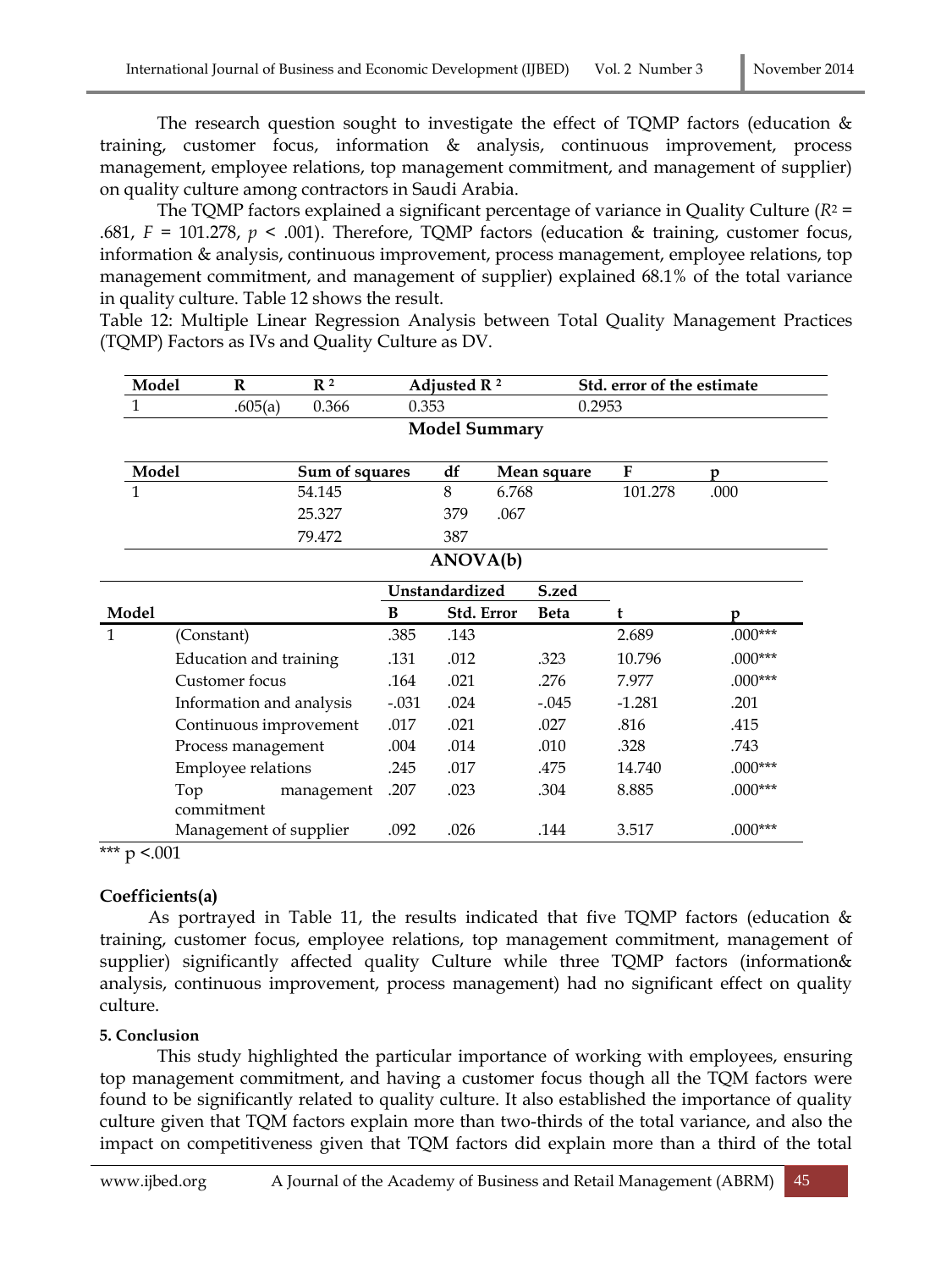The research question sought to investigate the effect of TQMP factors (education & training, customer focus, information & analysis, continuous improvement, process management, employee relations, top management commitment, and management of supplier) on quality culture among contractors in Saudi Arabia.

The TQMP factors explained a significant percentage of variance in Quality Culture ($R^2$ = .681, $F$ = 101.278, $p$ < .001). Therefore, TQMP factors (education & training, customer focus, information & analysis, continuous improvement, process management, employee relations, top management commitment, and management of supplier) explained 68.1% of the total variance in quality culture. Table 12 shows the result.

Table 12: Multiple Linear Regression Analysis between Total Quality Management Practices (TQMP) Factors as IVs and Quality Culture as DV.

| Model | R | $R^2$ | Adjusted $R^2$ | Std. error of the estimate |
|---|---|---|---|---|
| 1 | .605(a) | 0.366 | 0.353 | 0.2953 |

**Model Summary**

| Model | Sum of squares | df | Mean square | F | p |
|---|---|---|---|---|---|
| 1 | 54.145 | 8 | 6.768 | 101.278 | .000 |
| | 25.327 | 379 | .067 | | |
| | 79.472 | 387 | | | |

**ANOVA(b)**

| Model | | Unstandardized | | S.zed | | |
|---|---|---|---|---|---|---|
| | | B | Std. Error | Beta | t | p |
| 1 | (Constant) | .385 | .143 | | 2.689 | .000*** |
| | Education and training | .131 | .012 | .323 | 10.796 | .000*** |
| | Customer focus | .164 | .021 | .276 | 7.977 | .000*** |
| | Information and analysis | -.031 | .024 | -.045 | -1.281 | .201 |
| | Continuous improvement | .017 | .021 | .027 | .816 | .415 |
| | Process management | .004 | .014 | .010 | .328 | .743 |
| | Employee relations | .245 | .017 | .475 | 14.740 | .000*** |
| | Top management commitment | .207 | .023 | .304 | 8.885 | .000*** |
| | Management of supplier | .092 | .026 | .144 | 3.517 | .000*** |

*** p <.001

**Coefficients(a)**

As portrayed in Table 11, the results indicated that five TQMP factors (education & training, customer focus, employee relations, top management commitment, management of supplier) significantly affected quality Culture while three TQMP factors (information& analysis, continuous improvement, process management) had no significant effect on quality culture.

#### 5. Conclusion

This study highlighted the particular importance of working with employees, ensuring top management commitment, and having a customer focus though all the TQM factors were found to be significantly related to quality culture. It also established the importance of quality culture given that TQM factors explain more than two-thirds of the total variance, and also the impact on competitiveness given that TQM factors did explain more than a third of the total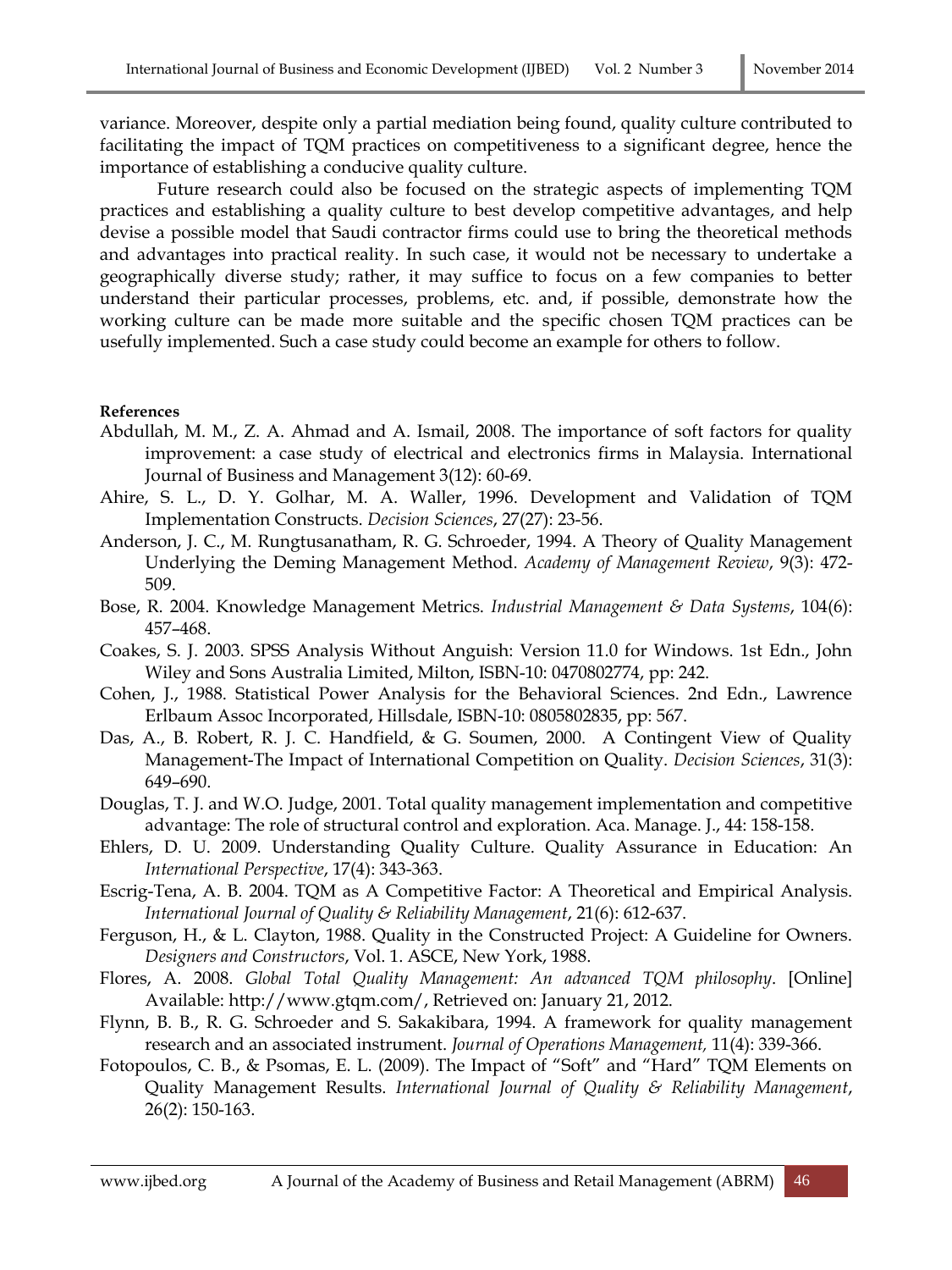variance. Moreover, despite only a partial mediation being found, quality culture contributed to facilitating the impact of TQM practices on competitiveness to a significant degree, hence the importance of establishing a conducive quality culture.

Future research could also be focused on the strategic aspects of implementing TQM practices and establishing a quality culture to best develop competitive advantages, and help devise a possible model that Saudi contractor firms could use to bring the theoretical methods and advantages into practical reality. In such case, it would not be necessary to undertake a geographically diverse study; rather, it may suffice to focus on a few companies to better understand their particular processes, problems, etc. and, if possible, demonstrate how the working culture can be made more suitable and the specific chosen TQM practices can be usefully implemented. Such a case study could become an example for others to follow.

**References**

Abdullah, M. M., Z. A. Ahmad and A. Ismail, 2008. The importance of soft factors for quality improvement: a case study of electrical and electronics firms in Malaysia. International Journal of Business and Management 3(12): 60-69.

Ahire, S. L., D. Y. Golhar, M. A. Waller, 1996. Development and Validation of TQM Implementation Constructs. *Decision Sciences*, 27(27): 23-56.

Anderson, J. C., M. Rungtusanatham, R. G. Schroeder, 1994. A Theory of Quality Management Underlying the Deming Management Method. *Academy of Management Review*, 9(3): 472-509.

Bose, R. 2004. Knowledge Management Metrics. *Industrial Management & Data Systems*, 104(6): 457–468.

Coakes, S. J. 2003. SPSS Analysis Without Anguish: Version 11.0 for Windows. 1st Edn., John Wiley and Sons Australia Limited, Milton, ISBN-10: 0470802774, pp: 242.

Cohen, J., 1988. Statistical Power Analysis for the Behavioral Sciences. 2nd Edn., Lawrence Erlbaum Assoc Incorporated, Hillsdale, ISBN-10: 0805802835, pp: 567.

Das, A., B. Robert, R. J. C. Handfield, & G. Soumen, 2000. A Contingent View of Quality Management-The Impact of International Competition on Quality. *Decision Sciences*, 31(3): 649–690.

Douglas, T. J. and W.O. Judge, 2001. Total quality management implementation and competitive advantage: The role of structural control and exploration. Aca. Manage. J., 44: 158-158.

Ehlers, D. U. 2009. Understanding Quality Culture. Quality Assurance in Education: An *International Perspective*, 17(4): 343-363.

Escrig-Tena, A. B. 2004. TQM as A Competitive Factor: A Theoretical and Empirical Analysis. *International Journal of Quality & Reliability Management*, 21(6): 612-637.

Ferguson, H., & L. Clayton, 1988. Quality in the Constructed Project: A Guideline for Owners. *Designers and Constructors*, Vol. 1. ASCE, New York, 1988.

Flores, A. 2008. *Global Total Quality Management: An advanced TQM philosophy*. [Online] Available: http://www.gtqm.com/, Retrieved on: January 21, 2012.

Flynn, B. B., R. G. Schroeder and S. Sakakibara, 1994. A framework for quality management research and an associated instrument. *Journal of Operations Management,* 11(4): 339-366.

Fotopoulos, C. B., & Psomas, E. L. (2009). The Impact of "Soft" and "Hard" TQM Elements on Quality Management Results. *International Journal of Quality & Reliability Management*, 26(2): 150-163.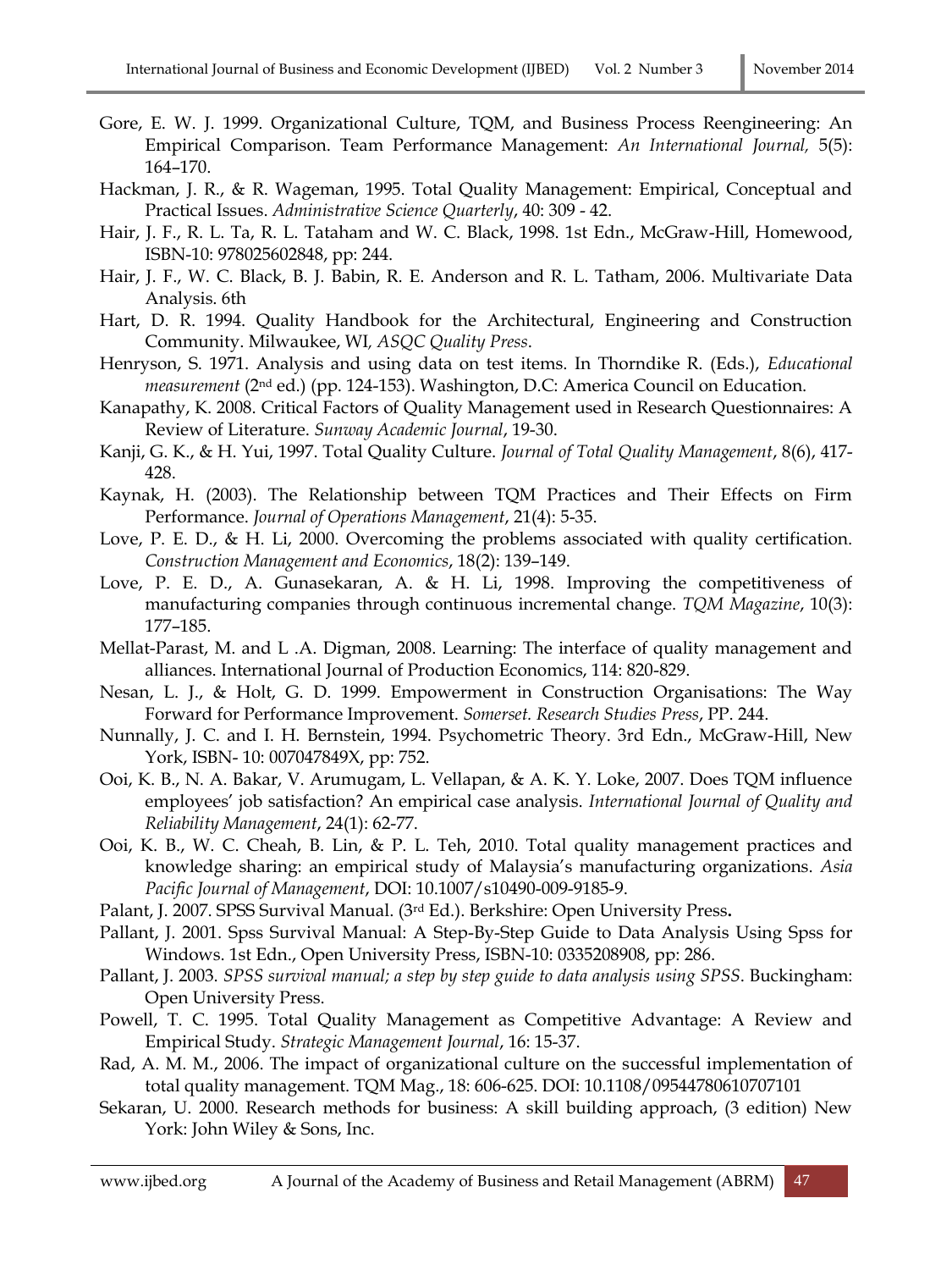Gore, E. W. J. 1999. Organizational Culture, TQM, and Business Process Reengineering: An Empirical Comparison. Team Performance Management: *An International Journal,* 5(5): 164–170.

Hackman, J. R., & R. Wageman, 1995. Total Quality Management: Empirical, Conceptual and Practical Issues. *Administrative Science Quarterly*, 40: 309 - 42.

Hair, J. F., R. L. Ta, R. L. Tataham and W. C. Black, 1998. 1st Edn., McGraw-Hill, Homewood, ISBN-10: 978025602848, pp: 244.

Hair, J. F., W. C. Black, B. J. Babin, R. E. Anderson and R. L. Tatham, 2006. Multivariate Data Analysis. 6th

Hart, D. R. 1994. Quality Handbook for the Architectural, Engineering and Construction Community. Milwaukee, WI, *ASQC Quality Press*.

Henryson, S. 1971. Analysis and using data on test items. In Thorndike R. (Eds.), *Educational measurement* (2nd ed.) (pp. 124-153). Washington, D.C: America Council on Education.

Kanapathy, K. 2008. Critical Factors of Quality Management used in Research Questionnaires: A Review of Literature. *Sunway Academic Journal*, 19-30.

Kanji, G. K., & H. Yui, 1997. Total Quality Culture. *Journal of Total Quality Management*, 8(6), 417-428.

Kaynak, H. (2003). The Relationship between TQM Practices and Their Effects on Firm Performance. *Journal of Operations Management*, 21(4): 5-35.

Love, P. E. D., & H. Li, 2000. Overcoming the problems associated with quality certification. *Construction Management and Economics*, 18(2): 139–149.

Love, P. E. D., A. Gunasekaran, A. & H. Li, 1998. Improving the competitiveness of manufacturing companies through continuous incremental change. *TQM Magazine*, 10(3): 177–185.

Mellat-Parast, M. and L .A. Digman, 2008. Learning: The interface of quality management and alliances. International Journal of Production Economics, 114: 820-829.

Nesan, L. J., & Holt, G. D. 1999. Empowerment in Construction Organisations: The Way Forward for Performance Improvement. *Somerset. Research Studies Press*, PP. 244.

Nunnally, J. C. and I. H. Bernstein, 1994. Psychometric Theory. 3rd Edn., McGraw-Hill, New York, ISBN- 10: 007047849X, pp: 752.

Ooi, K. B., N. A. Bakar, V. Arumugam, L. Vellapan, & A. K. Y. Loke, 2007. Does TQM influence employees' job satisfaction? An empirical case analysis. *International Journal of Quality and Reliability Management*, 24(1): 62-77.

Ooi, K. B., W. C. Cheah, B. Lin, & P. L. Teh, 2010. Total quality management practices and knowledge sharing: an empirical study of Malaysia's manufacturing organizations. *Asia Pacific Journal of Management*, DOI: 10.1007/s10490-009-9185-9.

Palant, J. 2007. SPSS Survival Manual. (3rd Ed.). Berkshire: Open University Press**.**

Pallant, J. 2001. Spss Survival Manual: A Step-By-Step Guide to Data Analysis Using Spss for Windows. 1st Edn., Open University Press, ISBN-10: 0335208908, pp: 286.

Pallant, J. 2003. *SPSS survival manual; a step by step guide to data analysis using SPSS*. Buckingham: Open University Press.

Powell, T. C. 1995. Total Quality Management as Competitive Advantage: A Review and Empirical Study. *Strategic Management Journal*, 16: 15-37.

Rad, A. M. M., 2006. The impact of organizational culture on the successful implementation of total quality management. TQM Mag., 18: 606-625. DOI: 10.1108/09544780610707101

Sekaran, U. 2000. Research methods for business: A skill building approach, (3 edition) New York: John Wiley & Sons, Inc.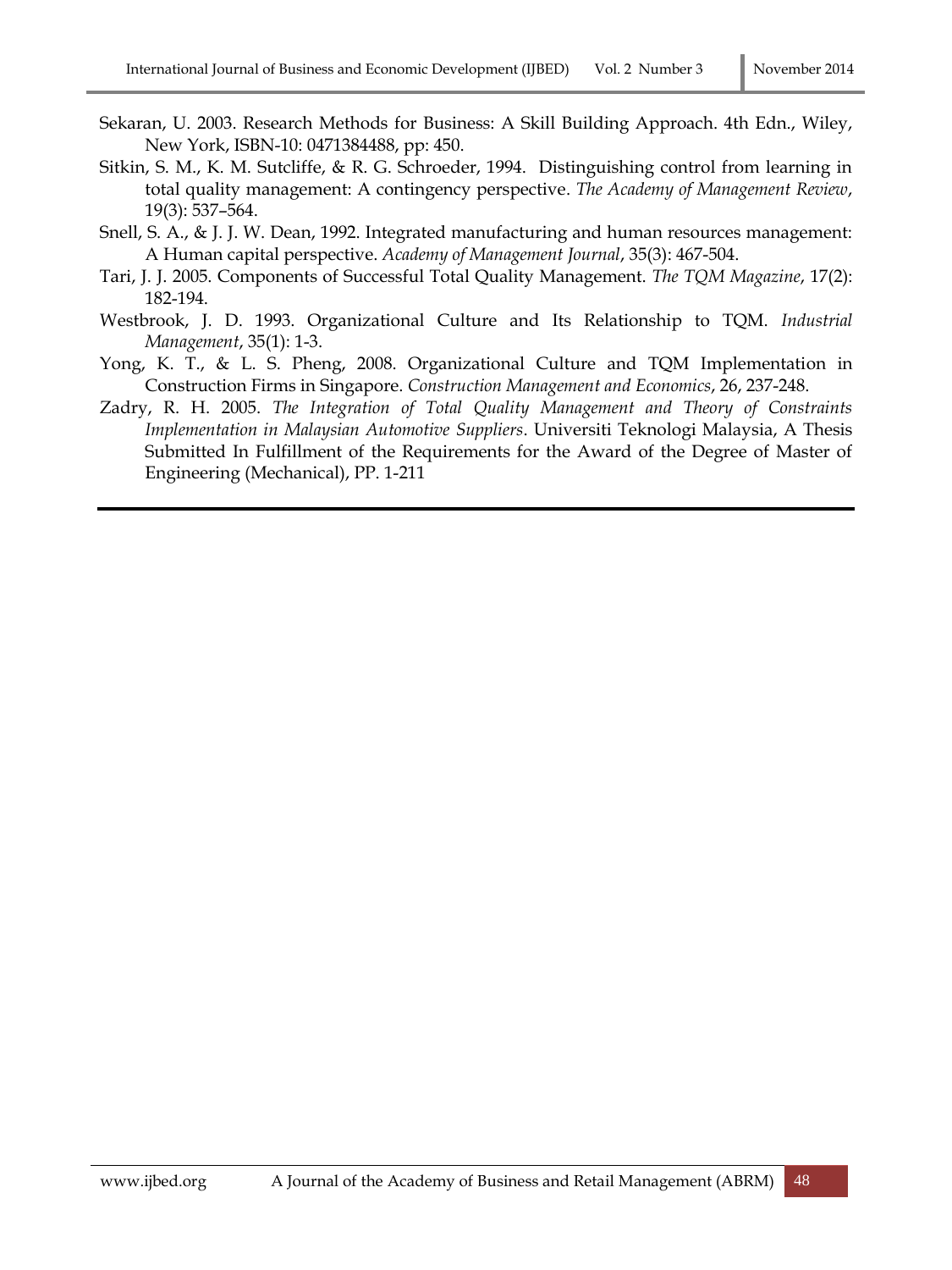Sekaran, U. 2003. Research Methods for Business: A Skill Building Approach. 4th Edn., Wiley, New York, ISBN-10: 0471384488, pp: 450.

Sitkin, S. M., K. M. Sutcliffe, & R. G. Schroeder, 1994. Distinguishing control from learning in total quality management: A contingency perspective. *The Academy of Management Review*, 19(3): 537–564.

Snell, S. A., & J. J. W. Dean, 1992. Integrated manufacturing and human resources management: A Human capital perspective. *Academy of Management Journal*, 35(3): 467-504.

Tari, J. J. 2005. Components of Successful Total Quality Management. *The TQM Magazine*, 17(2): 182-194.

Westbrook, J. D. 1993. Organizational Culture and Its Relationship to TQM. *Industrial Management*, 35(1): 1-3.

Yong, K. T., & L. S. Pheng, 2008. Organizational Culture and TQM Implementation in Construction Firms in Singapore. *Construction Management and Economics*, 26, 237-248.

Zadry, R. H. 2005. *The Integration of Total Quality Management and Theory of Constraints Implementation in Malaysian Automotive Suppliers*. Universiti Teknologi Malaysia, A Thesis Submitted In Fulfillment of the Requirements for the Award of the Degree of Master of Engineering (Mechanical), PP. 1-211